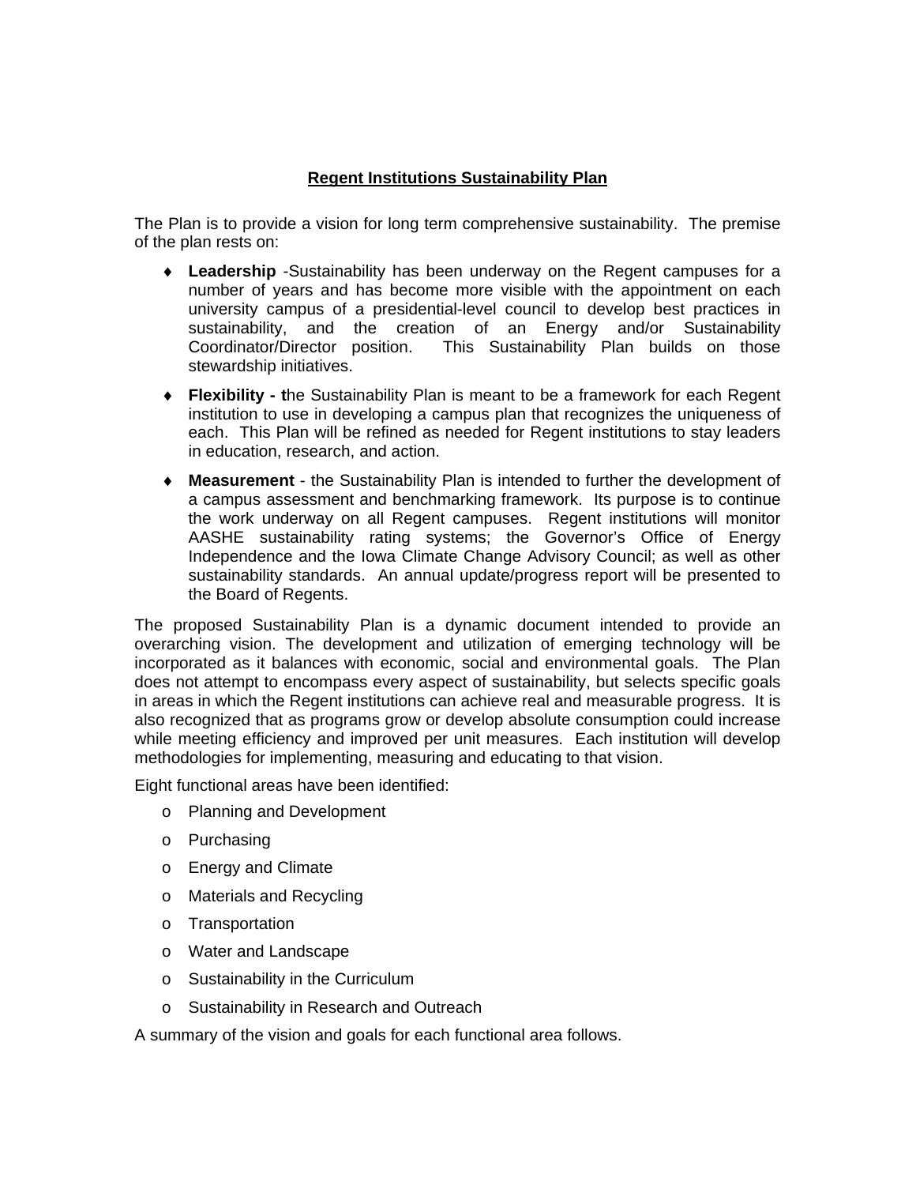# Regent Institutions Sustainability Plan

The Plan is to provide a vision for long term comprehensive sustainability. The premise of the plan rests on:

- **Leadership** -Sustainability has been underway on the Regent campuses for a number of years and has become more visible with the appointment on each university campus of a presidential-level council to develop best practices in sustainability, and the creation of an Energy and/or Sustainability Coordinator/Director position. This Sustainability Plan builds on those stewardship initiatives.

- **Flexibility - t**he Sustainability Plan is meant to be a framework for each Regent institution to use in developing a campus plan that recognizes the uniqueness of each. This Plan will be refined as needed for Regent institutions to stay leaders in education, research, and action.

- **Measurement** - the Sustainability Plan is intended to further the development of a campus assessment and benchmarking framework. Its purpose is to continue the work underway on all Regent campuses. Regent institutions will monitor AASHE sustainability rating systems; the Governor's Office of Energy Independence and the Iowa Climate Change Advisory Council; as well as other sustainability standards. An annual update/progress report will be presented to the Board of Regents.

The proposed Sustainability Plan is a dynamic document intended to provide an overarching vision. The development and utilization of emerging technology will be incorporated as it balances with economic, social and environmental goals. The Plan does not attempt to encompass every aspect of sustainability, but selects specific goals in areas in which the Regent institutions can achieve real and measurable progress. It is also recognized that as programs grow or develop absolute consumption could increase while meeting efficiency and improved per unit measures. Each institution will develop methodologies for implementing, measuring and educating to that vision.

Eight functional areas have been identified:

- Planning and Development
- Purchasing
- Energy and Climate
- Materials and Recycling
- Transportation
- Water and Landscape
- Sustainability in the Curriculum
- Sustainability in Research and Outreach

A summary of the vision and goals for each functional area follows.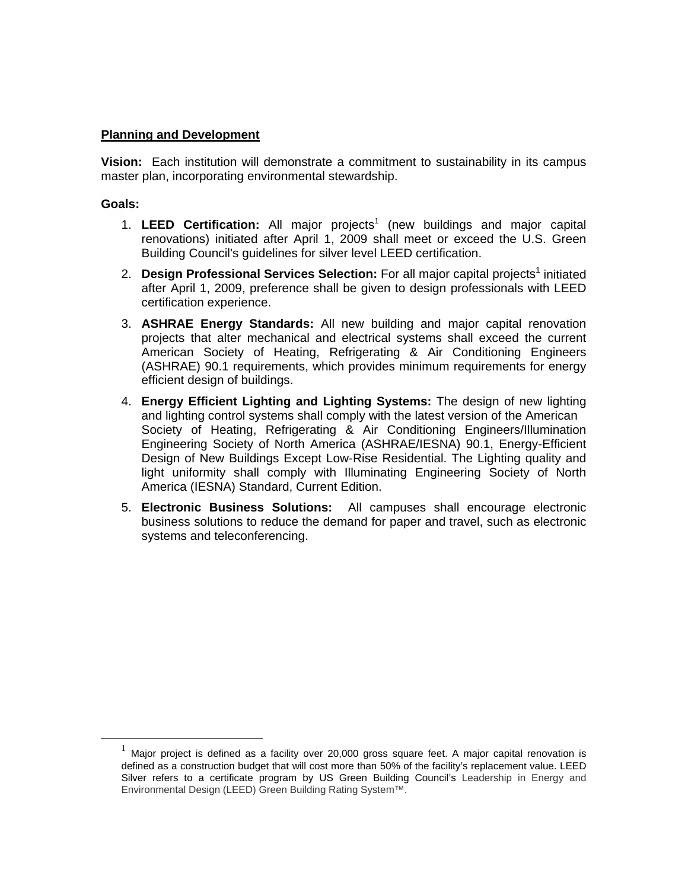## Planning and Development

**Vision:** Each institution will demonstrate a commitment to sustainability in its campus master plan, incorporating environmental stewardship.

**Goals:**

1. **LEED Certification:** All major projects[1] (new buildings and major capital renovations) initiated after April 1, 2009 shall meet or exceed the U.S. Green Building Council's guidelines for silver level LEED certification.
2. **Design Professional Services Selection:** For all major capital projects[1] initiated after April 1, 2009, preference shall be given to design professionals with LEED certification experience.
3. **ASHRAE Energy Standards:** All new building and major capital renovation projects that alter mechanical and electrical systems shall exceed the current American Society of Heating, Refrigerating & Air Conditioning Engineers (ASHRAE) 90.1 requirements, which provides minimum requirements for energy efficient design of buildings.
4. **Energy Efficient Lighting and Lighting Systems:** The design of new lighting and lighting control systems shall comply with the latest version of the American Society of Heating, Refrigerating & Air Conditioning Engineers/Illumination Engineering Society of North America (ASHRAE/IESNA) 90.1, Energy-Efficient Design of New Buildings Except Low-Rise Residential. The Lighting quality and light uniformity shall comply with Illuminating Engineering Society of North America (IESNA) Standard, Current Edition.
5. **Electronic Business Solutions:** All campuses shall encourage electronic business solutions to reduce the demand for paper and travel, such as electronic systems and teleconferencing.

---

[1] Major project is defined as a facility over 20,000 gross square feet. A major capital renovation is defined as a construction budget that will cost more than 50% of the facility's replacement value. LEED Silver refers to a certificate program by US Green Building Council's Leadership in Energy and Environmental Design (LEED) Green Building Rating System™.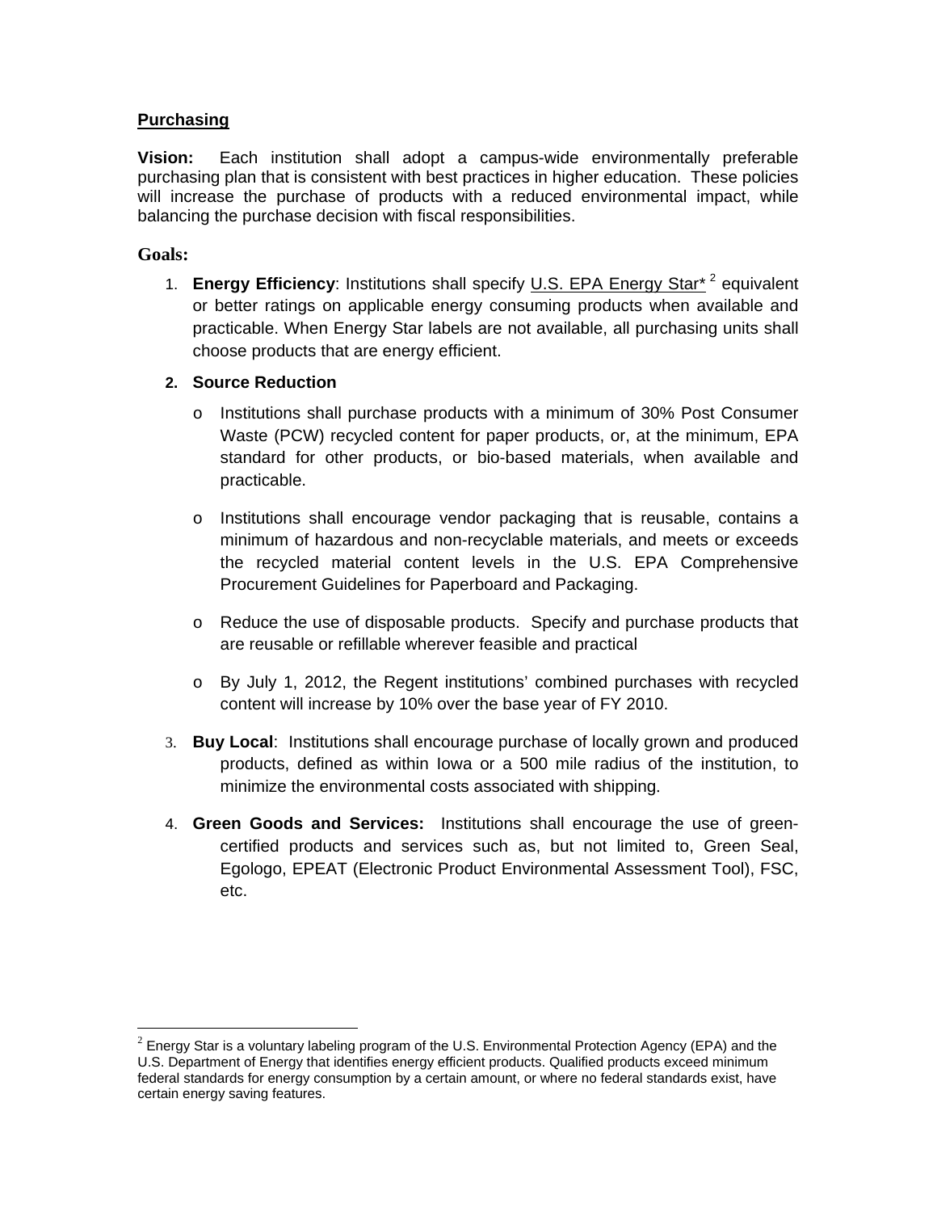## Purchasing

**Vision:** Each institution shall adopt a campus-wide environmentally preferable purchasing plan that is consistent with best practices in higher education. These policies will increase the purchase of products with a reduced environmental impact, while balancing the purchase decision with fiscal responsibilities.

### Goals:

1. **Energy Efficiency**: Institutions shall specify U.S. EPA Energy Star* [2] equivalent or better ratings on applicable energy consuming products when available and practicable. When Energy Star labels are not available, all purchasing units shall choose products that are energy efficient.

2. **Source Reduction**
   - Institutions shall purchase products with a minimum of 30% Post Consumer Waste (PCW) recycled content for paper products, or, at the minimum, EPA standard for other products, or bio-based materials, when available and practicable.
   - Institutions shall encourage vendor packaging that is reusable, contains a minimum of hazardous and non-recyclable materials, and meets or exceeds the recycled material content levels in the U.S. EPA Comprehensive Procurement Guidelines for Paperboard and Packaging.
   - Reduce the use of disposable products. Specify and purchase products that are reusable or refillable wherever feasible and practical
   - By July 1, 2012, the Regent institutions' combined purchases with recycled content will increase by 10% over the base year of FY 2010.

3. **Buy Local**: Institutions shall encourage purchase of locally grown and produced products, defined as within Iowa or a 500 mile radius of the institution, to minimize the environmental costs associated with shipping.

4. **Green Goods and Services:** Institutions shall encourage the use of green-certified products and services such as, but not limited to, Green Seal, Egologo, EPEAT (Electronic Product Environmental Assessment Tool), FSC, etc.

---

[2] Energy Star is a voluntary labeling program of the U.S. Environmental Protection Agency (EPA) and the U.S. Department of Energy that identifies energy efficient products. Qualified products exceed minimum federal standards for energy consumption by a certain amount, or where no federal standards exist, have certain energy saving features.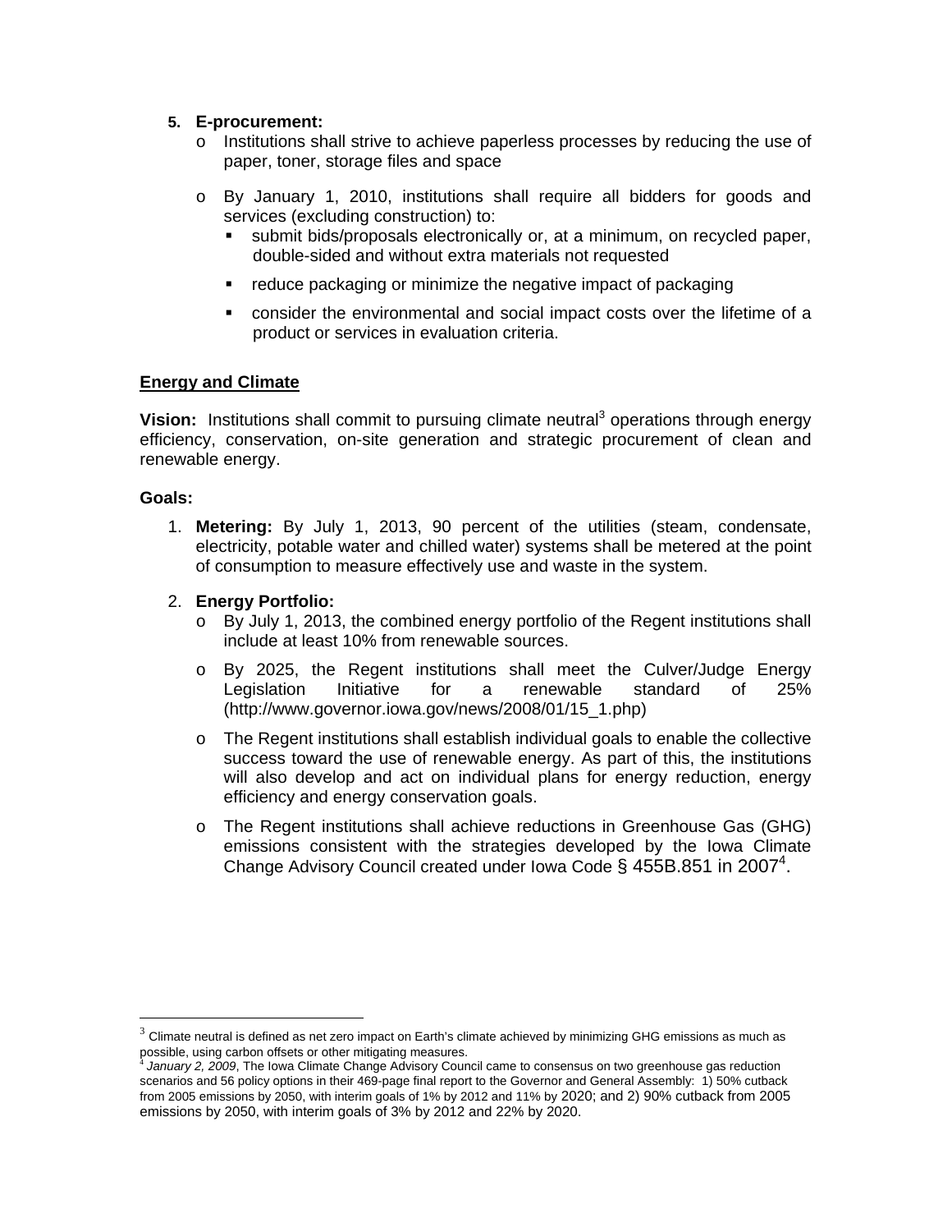5. **E-procurement:**
   - Institutions shall strive to achieve paperless processes by reducing the use of paper, toner, storage files and space
   - By January 1, 2010, institutions shall require all bidders for goods and services (excluding construction) to:
     - submit bids/proposals electronically or, at a minimum, on recycled paper, double-sided and without extra materials not requested
     - reduce packaging or minimize the negative impact of packaging
     - consider the environmental and social impact costs over the lifetime of a product or services in evaluation criteria.

**Energy and Climate**

**Vision:** Institutions shall commit to pursuing climate neutral[3] operations through energy efficiency, conservation, on-site generation and strategic procurement of clean and renewable energy.

**Goals:**

1. **Metering:** By July 1, 2013, 90 percent of the utilities (steam, condensate, electricity, potable water and chilled water) systems shall be metered at the point of consumption to measure effectively use and waste in the system.

2. **Energy Portfolio:**
   - By July 1, 2013, the combined energy portfolio of the Regent institutions shall include at least 10% from renewable sources.
   - By 2025, the Regent institutions shall meet the Culver/Judge Energy Legislation Initiative for a renewable standard of 25% (http://www.governor.iowa.gov/news/2008/01/15_1.php)
   - The Regent institutions shall establish individual goals to enable the collective success toward the use of renewable energy. As part of this, the institutions will also develop and act on individual plans for energy reduction, energy efficiency and energy conservation goals.
   - The Regent institutions shall achieve reductions in Greenhouse Gas (GHG) emissions consistent with the strategies developed by the Iowa Climate Change Advisory Council created under Iowa Code § 455B.851 in 2007[4].

---

[3] Climate neutral is defined as net zero impact on Earth's climate achieved by minimizing GHG emissions as much as possible, using carbon offsets or other mitigating measures.

[4] *January 2, 2009*, The Iowa Climate Change Advisory Council came to consensus on two greenhouse gas reduction scenarios and 56 policy options in their 469-page final report to the Governor and General Assembly: 1) 50% cutback from 2005 emissions by 2050, with interim goals of 1% by 2012 and 11% by 2020; and 2) 90% cutback from 2005 emissions by 2050, with interim goals of 3% by 2012 and 22% by 2020.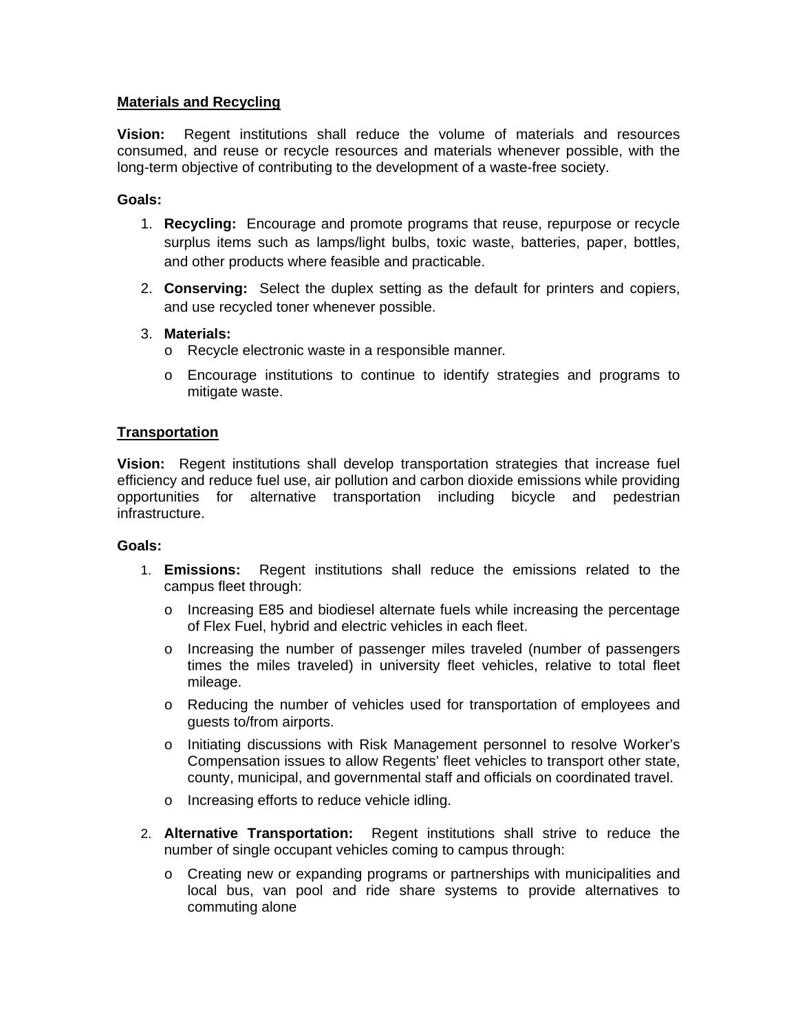## Materials and Recycling

**Vision:** Regent institutions shall reduce the volume of materials and resources consumed, and reuse or recycle resources and materials whenever possible, with the long-term objective of contributing to the development of a waste-free society.

**Goals:**

1. **Recycling:** Encourage and promote programs that reuse, repurpose or recycle surplus items such as lamps/light bulbs, toxic waste, batteries, paper, bottles, and other products where feasible and practicable.
2. **Conserving:** Select the duplex setting as the default for printers and copiers, and use recycled toner whenever possible.
3. **Materials:**
   - Recycle electronic waste in a responsible manner.
   - Encourage institutions to continue to identify strategies and programs to mitigate waste.

## Transportation

**Vision:** Regent institutions shall develop transportation strategies that increase fuel efficiency and reduce fuel use, air pollution and carbon dioxide emissions while providing opportunities for alternative transportation including bicycle and pedestrian infrastructure.

**Goals:**

1. **Emissions:** Regent institutions shall reduce the emissions related to the campus fleet through:
   - Increasing E85 and biodiesel alternate fuels while increasing the percentage of Flex Fuel, hybrid and electric vehicles in each fleet.
   - Increasing the number of passenger miles traveled (number of passengers times the miles traveled) in university fleet vehicles, relative to total fleet mileage.
   - Reducing the number of vehicles used for transportation of employees and guests to/from airports.
   - Initiating discussions with Risk Management personnel to resolve Worker's Compensation issues to allow Regents' fleet vehicles to transport other state, county, municipal, and governmental staff and officials on coordinated travel.
   - Increasing efforts to reduce vehicle idling.
2. **Alternative Transportation:** Regent institutions shall strive to reduce the number of single occupant vehicles coming to campus through:
   - Creating new or expanding programs or partnerships with municipalities and local bus, van pool and ride share systems to provide alternatives to commuting alone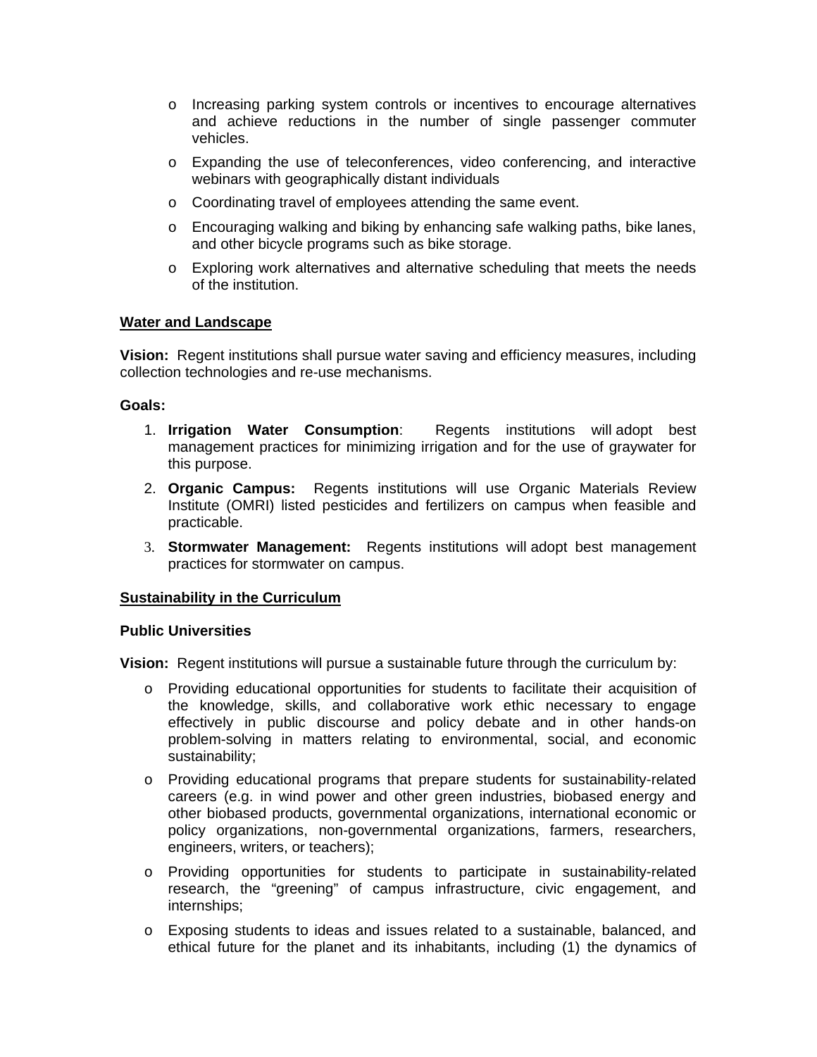- Increasing parking system controls or incentives to encourage alternatives and achieve reductions in the number of single passenger commuter vehicles.
- Expanding the use of teleconferences, video conferencing, and interactive webinars with geographically distant individuals
- Coordinating travel of employees attending the same event.
- Encouraging walking and biking by enhancing safe walking paths, bike lanes, and other bicycle programs such as bike storage.
- Exploring work alternatives and alternative scheduling that meets the needs of the institution.

**<u>Water and Landscape</u>**

**Vision:** Regent institutions shall pursue water saving and efficiency measures, including collection technologies and re-use mechanisms.

**Goals:**

1. **Irrigation Water Consumption**: Regents institutions will adopt best management practices for minimizing irrigation and for the use of graywater for this purpose.
2. **Organic Campus:** Regents institutions will use Organic Materials Review Institute (OMRI) listed pesticides and fertilizers on campus when feasible and practicable.
3. **Stormwater Management:** Regents institutions will adopt best management practices for stormwater on campus.

**<u>Sustainability in the Curriculum</u>**

**Public Universities**

**Vision:** Regent institutions will pursue a sustainable future through the curriculum by:

- Providing educational opportunities for students to facilitate their acquisition of the knowledge, skills, and collaborative work ethic necessary to engage effectively in public discourse and policy debate and in other hands-on problem-solving in matters relating to environmental, social, and economic sustainability;
- Providing educational programs that prepare students for sustainability-related careers (e.g. in wind power and other green industries, biobased energy and other biobased products, governmental organizations, international economic or policy organizations, non-governmental organizations, farmers, researchers, engineers, writers, or teachers);
- Providing opportunities for students to participate in sustainability-related research, the "greening" of campus infrastructure, civic engagement, and internships;
- Exposing students to ideas and issues related to a sustainable, balanced, and ethical future for the planet and its inhabitants, including (1) the dynamics of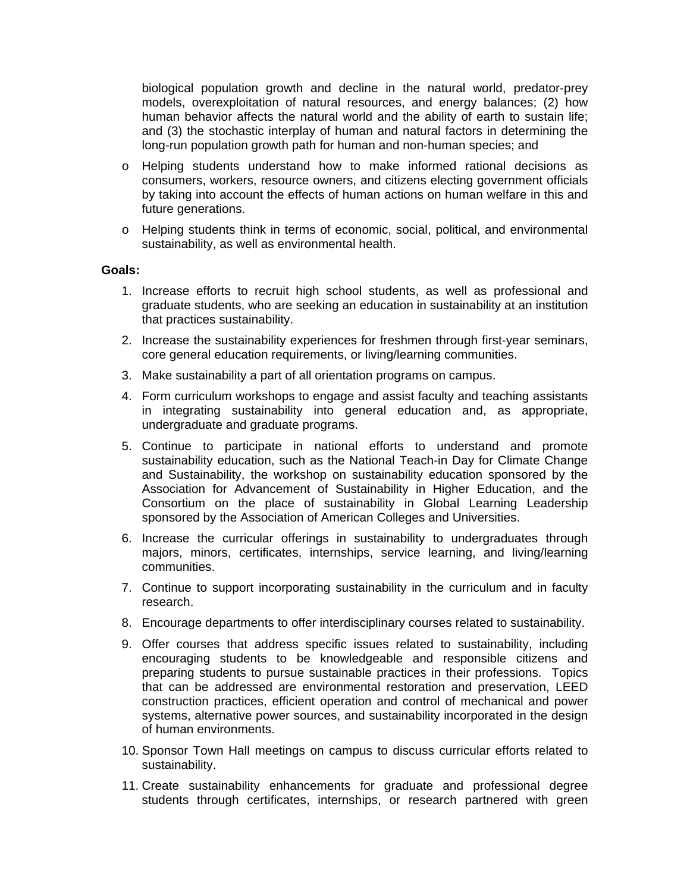biological population growth and decline in the natural world, predator-prey models, overexploitation of natural resources, and energy balances; (2) how human behavior affects the natural world and the ability of earth to sustain life; and (3) the stochastic interplay of human and natural factors in determining the long-run population growth path for human and non-human species; and

- Helping students understand how to make informed rational decisions as consumers, workers, resource owners, and citizens electing government officials by taking into account the effects of human actions on human welfare in this and future generations.
- Helping students think in terms of economic, social, political, and environmental sustainability, as well as environmental health.

**Goals:**

1. Increase efforts to recruit high school students, as well as professional and graduate students, who are seeking an education in sustainability at an institution that practices sustainability.
2. Increase the sustainability experiences for freshmen through first-year seminars, core general education requirements, or living/learning communities.
3. Make sustainability a part of all orientation programs on campus.
4. Form curriculum workshops to engage and assist faculty and teaching assistants in integrating sustainability into general education and, as appropriate, undergraduate and graduate programs.
5. Continue to participate in national efforts to understand and promote sustainability education, such as the National Teach-in Day for Climate Change and Sustainability, the workshop on sustainability education sponsored by the Association for Advancement of Sustainability in Higher Education, and the Consortium on the place of sustainability in Global Learning Leadership sponsored by the Association of American Colleges and Universities.
6. Increase the curricular offerings in sustainability to undergraduates through majors, minors, certificates, internships, service learning, and living/learning communities.
7. Continue to support incorporating sustainability in the curriculum and in faculty research.
8. Encourage departments to offer interdisciplinary courses related to sustainability.
9. Offer courses that address specific issues related to sustainability, including encouraging students to be knowledgeable and responsible citizens and preparing students to pursue sustainable practices in their professions. Topics that can be addressed are environmental restoration and preservation, LEED construction practices, efficient operation and control of mechanical and power systems, alternative power sources, and sustainability incorporated in the design of human environments.
10. Sponsor Town Hall meetings on campus to discuss curricular efforts related to sustainability.
11. Create sustainability enhancements for graduate and professional degree students through certificates, internships, or research partnered with green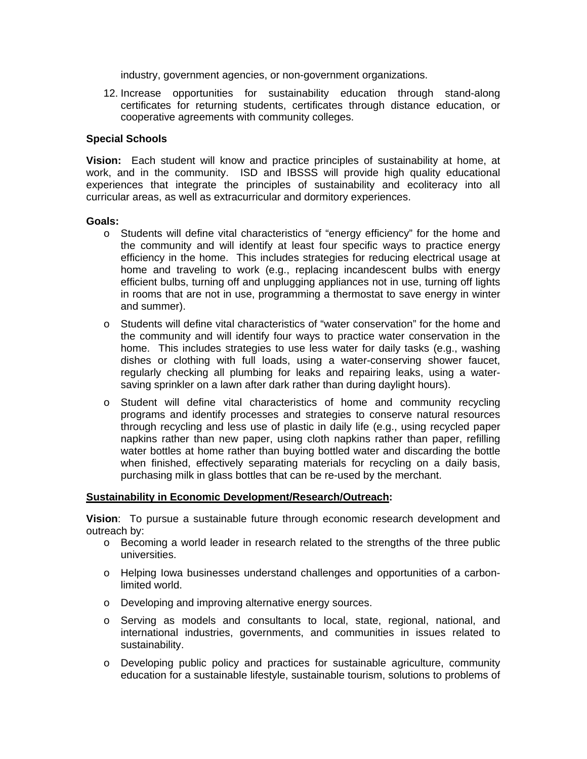industry, government agencies, or non-government organizations.

12. Increase opportunities for sustainability education through stand-along certificates for returning students, certificates through distance education, or cooperative agreements with community colleges.

**Special Schools**

**Vision:** Each student will know and practice principles of sustainability at home, at work, and in the community. ISD and IBSSS will provide high quality educational experiences that integrate the principles of sustainability and ecoliteracy into all curricular areas, as well as extracurricular and dormitory experiences.

**Goals:**

- Students will define vital characteristics of "energy efficiency" for the home and the community and will identify at least four specific ways to practice energy efficiency in the home. This includes strategies for reducing electrical usage at home and traveling to work (e.g., replacing incandescent bulbs with energy efficient bulbs, turning off and unplugging appliances not in use, turning off lights in rooms that are not in use, programming a thermostat to save energy in winter and summer).
- Students will define vital characteristics of "water conservation" for the home and the community and will identify four ways to practice water conservation in the home. This includes strategies to use less water for daily tasks (e.g., washing dishes or clothing with full loads, using a water-conserving shower faucet, regularly checking all plumbing for leaks and repairing leaks, using a water-saving sprinkler on a lawn after dark rather than during daylight hours).
- Student will define vital characteristics of home and community recycling programs and identify processes and strategies to conserve natural resources through recycling and less use of plastic in daily life (e.g., using recycled paper napkins rather than new paper, using cloth napkins rather than paper, refilling water bottles at home rather than buying bottled water and discarding the bottle when finished, effectively separating materials for recycling on a daily basis, purchasing milk in glass bottles that can be re-used by the merchant.

**<u>Sustainability in Economic Development/Research/Outreach</u>:**

**Vision**: To pursue a sustainable future through economic research development and outreach by:

- Becoming a world leader in research related to the strengths of the three public universities.
- Helping Iowa businesses understand challenges and opportunities of a carbon-limited world.
- Developing and improving alternative energy sources.
- Serving as models and consultants to local, state, regional, national, and international industries, governments, and communities in issues related to sustainability.
- Developing public policy and practices for sustainable agriculture, community education for a sustainable lifestyle, sustainable tourism, solutions to problems of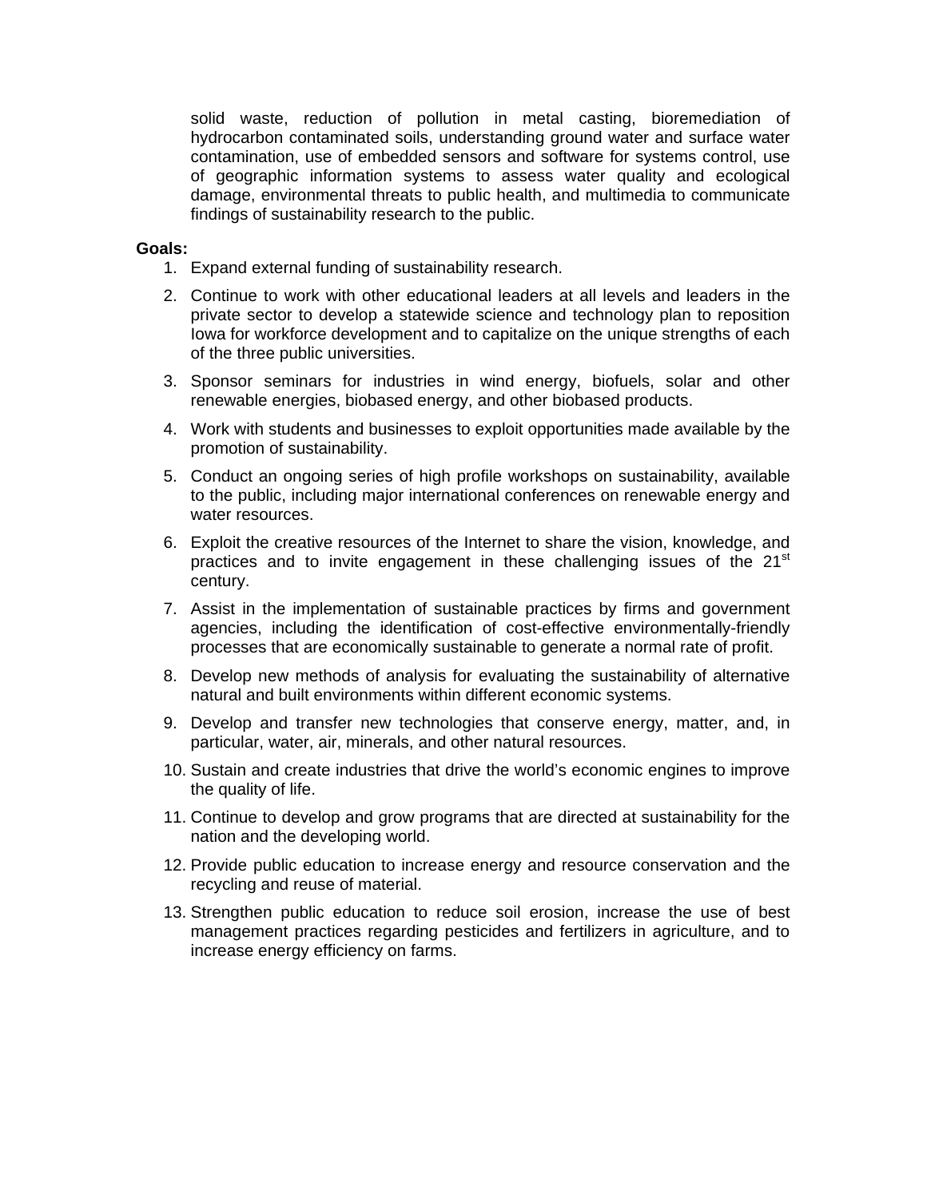solid waste, reduction of pollution in metal casting, bioremediation of hydrocarbon contaminated soils, understanding ground water and surface water contamination, use of embedded sensors and software for systems control, use of geographic information systems to assess water quality and ecological damage, environmental threats to public health, and multimedia to communicate findings of sustainability research to the public.

**Goals:**

1. Expand external funding of sustainability research.
2. Continue to work with other educational leaders at all levels and leaders in the private sector to develop a statewide science and technology plan to reposition Iowa for workforce development and to capitalize on the unique strengths of each of the three public universities.
3. Sponsor seminars for industries in wind energy, biofuels, solar and other renewable energies, biobased energy, and other biobased products.
4. Work with students and businesses to exploit opportunities made available by the promotion of sustainability.
5. Conduct an ongoing series of high profile workshops on sustainability, available to the public, including major international conferences on renewable energy and water resources.
6. Exploit the creative resources of the Internet to share the vision, knowledge, and practices and to invite engagement in these challenging issues of the 21st century.
7. Assist in the implementation of sustainable practices by firms and government agencies, including the identification of cost-effective environmentally-friendly processes that are economically sustainable to generate a normal rate of profit.
8. Develop new methods of analysis for evaluating the sustainability of alternative natural and built environments within different economic systems.
9. Develop and transfer new technologies that conserve energy, matter, and, in particular, water, air, minerals, and other natural resources.
10. Sustain and create industries that drive the world's economic engines to improve the quality of life.
11. Continue to develop and grow programs that are directed at sustainability for the nation and the developing world.
12. Provide public education to increase energy and resource conservation and the recycling and reuse of material.
13. Strengthen public education to reduce soil erosion, increase the use of best management practices regarding pesticides and fertilizers in agriculture, and to increase energy efficiency on farms.